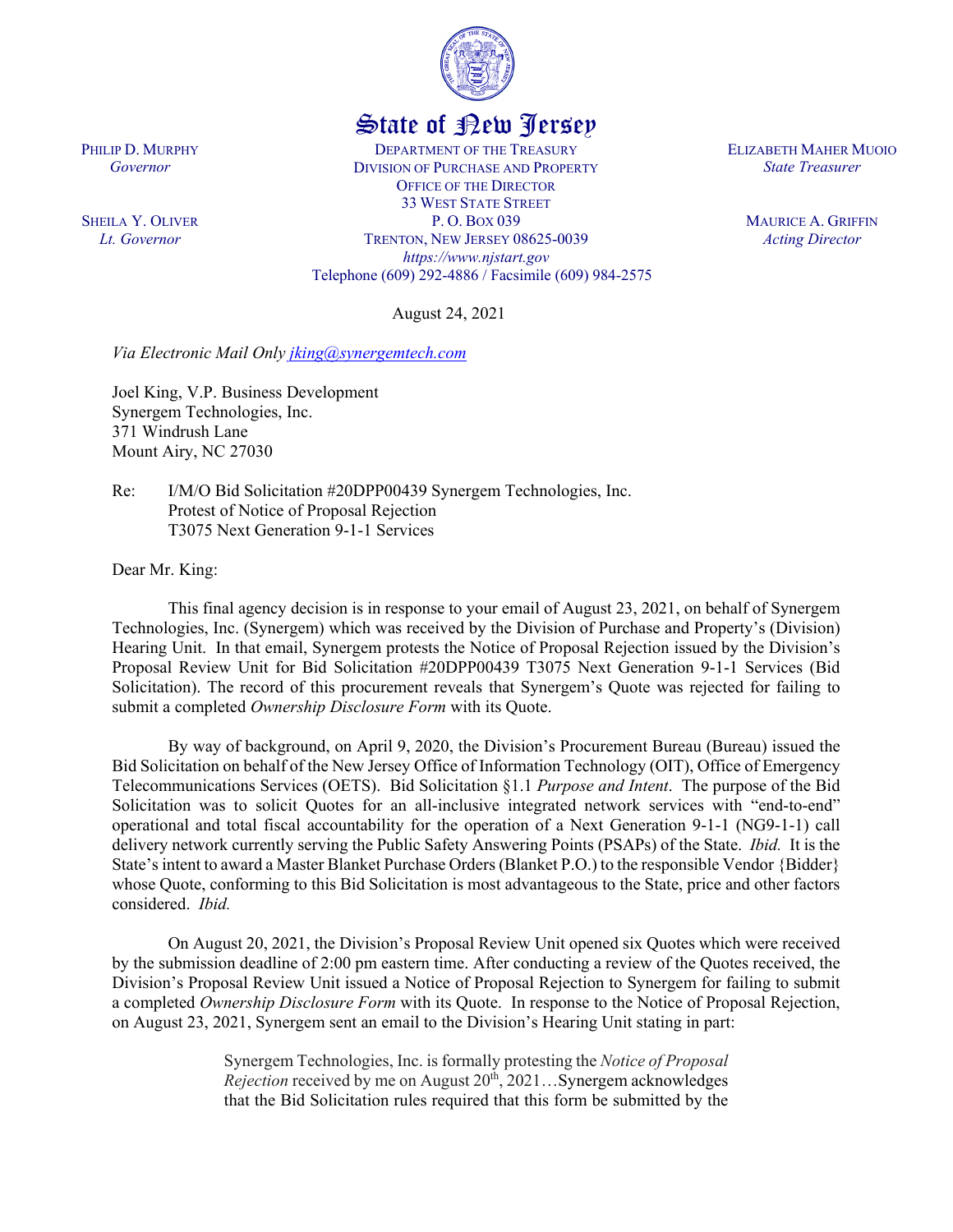# State of New Jersey

PHILIP D. MURPHY
*Governor*

SHEILA Y. OLIVER
*Lt. Governor*

DEPARTMENT OF THE TREASURY
DIVISION OF PURCHASE AND PROPERTY
OFFICE OF THE DIRECTOR
33 WEST STATE STREET
P. O. BOX 039
TRENTON, NEW JERSEY 08625-0039
*https://www.njstart.gov*
Telephone (609) 292-4886 / Facsimile (609) 984-2575

ELIZABETH MAHER MUOIO
*State Treasurer*

MAURICE A. GRIFFIN
*Acting Director*

August 24, 2021

*Via Electronic Mail Only jking@synergemtech.com*

Joel King, V.P. Business Development
Synergem Technologies, Inc.
371 Windrush Lane
Mount Airy, NC 27030

Re: I/M/O Bid Solicitation #20DPP00439 Synergem Technologies, Inc.
Protest of Notice of Proposal Rejection
T3075 Next Generation 9-1-1 Services

Dear Mr. King:

This final agency decision is in response to your email of August 23, 2021, on behalf of Synergem Technologies, Inc. (Synergem) which was received by the Division of Purchase and Property's (Division) Hearing Unit. In that email, Synergem protests the Notice of Proposal Rejection issued by the Division's Proposal Review Unit for Bid Solicitation #20DPP00439 T3075 Next Generation 9-1-1 Services (Bid Solicitation). The record of this procurement reveals that Synergem's Quote was rejected for failing to submit a completed *Ownership Disclosure Form* with its Quote.

By way of background, on April 9, 2020, the Division's Procurement Bureau (Bureau) issued the Bid Solicitation on behalf of the New Jersey Office of Information Technology (OIT), Office of Emergency Telecommunications Services (OETS). Bid Solicitation §1.1 *Purpose and Intent*. The purpose of the Bid Solicitation was to solicit Quotes for an all-inclusive integrated network services with "end-to-end" operational and total fiscal accountability for the operation of a Next Generation 9-1-1 (NG9-1-1) call delivery network currently serving the Public Safety Answering Points (PSAPs) of the State. *Ibid.* It is the State's intent to award a Master Blanket Purchase Orders (Blanket P.O.) to the responsible Vendor {Bidder} whose Quote, conforming to this Bid Solicitation is most advantageous to the State, price and other factors considered. *Ibid.*

On August 20, 2021, the Division's Proposal Review Unit opened six Quotes which were received by the submission deadline of 2:00 pm eastern time. After conducting a review of the Quotes received, the Division's Proposal Review Unit issued a Notice of Proposal Rejection to Synergem for failing to submit a completed *Ownership Disclosure Form* with its Quote. In response to the Notice of Proposal Rejection, on August 23, 2021, Synergem sent an email to the Division's Hearing Unit stating in part:

> Synergem Technologies, Inc. is formally protesting the *Notice of Proposal Rejection* received by me on August 20th, 2021…Synergem acknowledges that the Bid Solicitation rules required that this form be submitted by the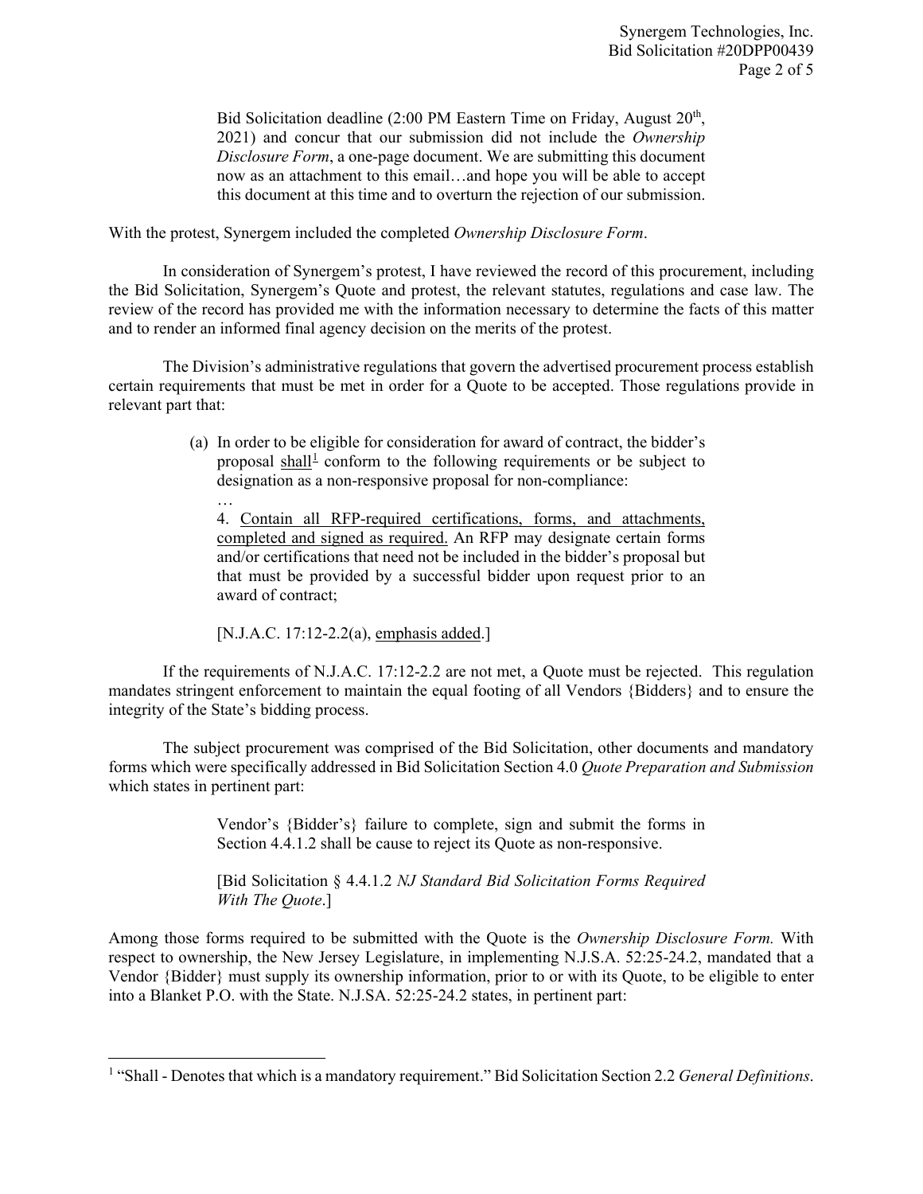> Bid Solicitation deadline (2:00 PM Eastern Time on Friday, August 20th, 2021) and concur that our submission did not include the *Ownership Disclosure Form*, a one-page document. We are submitting this document now as an attachment to this email…and hope you will be able to accept this document at this time and to overturn the rejection of our submission.

With the protest, Synergem included the completed *Ownership Disclosure Form*.

In consideration of Synergem's protest, I have reviewed the record of this procurement, including the Bid Solicitation, Synergem's Quote and protest, the relevant statutes, regulations and case law. The review of the record has provided me with the information necessary to determine the facts of this matter and to render an informed final agency decision on the merits of the protest.

The Division's administrative regulations that govern the advertised procurement process establish certain requirements that must be met in order for a Quote to be accepted. Those regulations provide in relevant part that:

> (a) In order to be eligible for consideration for award of contract, the bidder's proposal <u>shall</u>[1] conform to the following requirements or be subject to designation as a non-responsive proposal for non-compliance:
>
> …
>
> 4. <u>Contain all RFP-required certifications, forms, and attachments, completed and signed as required.</u> An RFP may designate certain forms and/or certifications that need not be included in the bidder's proposal but that must be provided by a successful bidder upon request prior to an award of contract;
>
> [N.J.A.C. 17:12-2.2(a), <u>emphasis added</u>.]

If the requirements of N.J.A.C. 17:12-2.2 are not met, a Quote must be rejected. This regulation mandates stringent enforcement to maintain the equal footing of all Vendors {Bidders} and to ensure the integrity of the State's bidding process.

The subject procurement was comprised of the Bid Solicitation, other documents and mandatory forms which were specifically addressed in Bid Solicitation Section 4.0 *Quote Preparation and Submission* which states in pertinent part:

> Vendor's {Bidder's} failure to complete, sign and submit the forms in Section 4.4.1.2 shall be cause to reject its Quote as non-responsive.
>
> [Bid Solicitation § 4.4.1.2 *NJ Standard Bid Solicitation Forms Required With The Quote*.]

Among those forms required to be submitted with the Quote is the *Ownership Disclosure Form.* With respect to ownership, the New Jersey Legislature, in implementing N.J.S.A. 52:25-24.2, mandated that a Vendor {Bidder} must supply its ownership information, prior to or with its Quote, to be eligible to enter into a Blanket P.O. with the State. N.J.SA. 52:25-24.2 states, in pertinent part:

---

[1] "Shall - Denotes that which is a mandatory requirement." Bid Solicitation Section 2.2 *General Definitions*.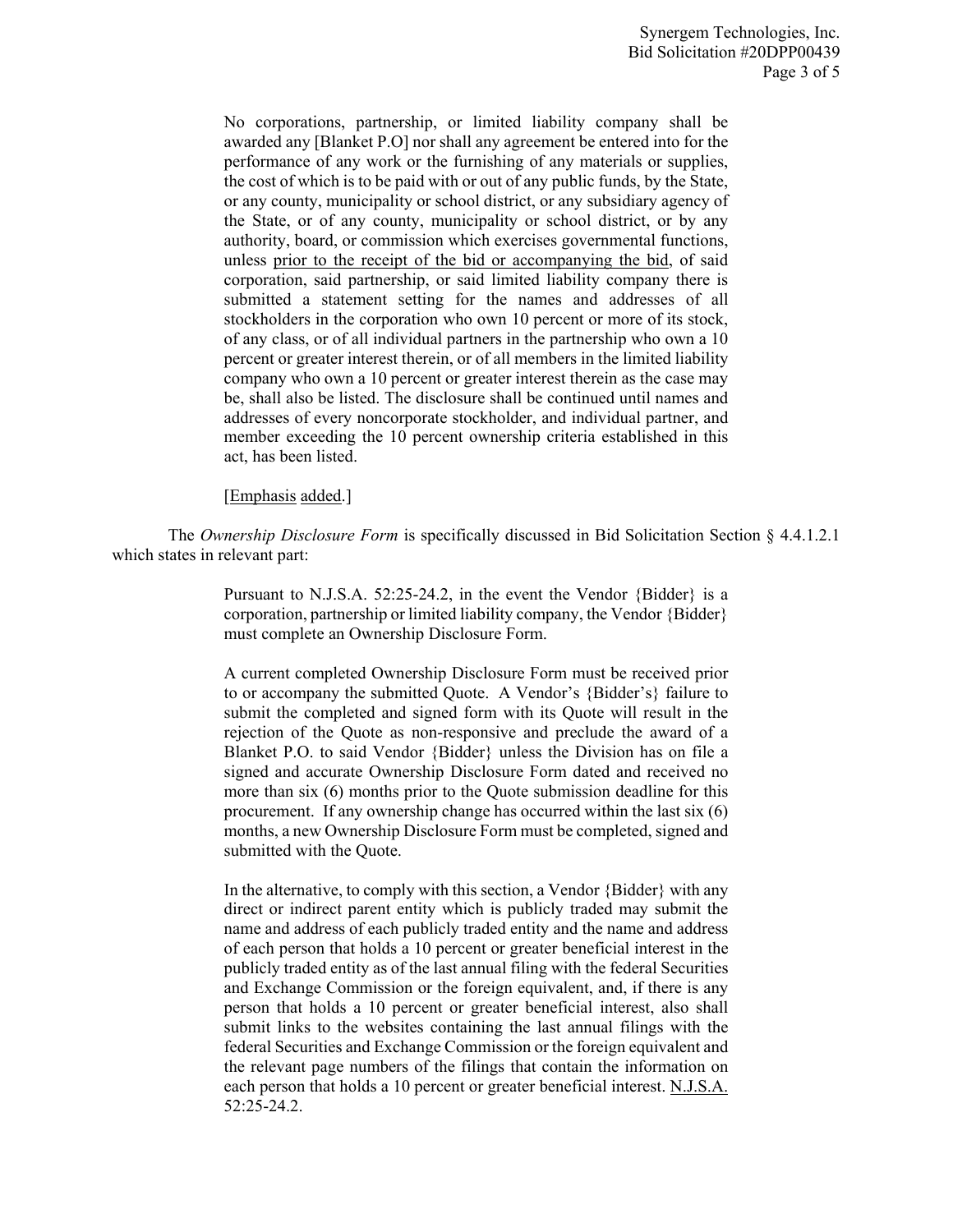> No corporations, partnership, or limited liability company shall be awarded any [Blanket P.O] nor shall any agreement be entered into for the performance of any work or the furnishing of any materials or supplies, the cost of which is to be paid with or out of any public funds, by the State, or any county, municipality or school district, or any subsidiary agency of the State, or of any county, municipality or school district, or by any authority, board, or commission which exercises governmental functions, unless <u>prior to the receipt of the bid or accompanying the bid</u>, of said corporation, said partnership, or said limited liability company there is submitted a statement setting for the names and addresses of all stockholders in the corporation who own 10 percent or more of its stock, of any class, or of all individual partners in the partnership who own a 10 percent or greater interest therein, or of all members in the limited liability company who own a 10 percent or greater interest therein as the case may be, shall also be listed. The disclosure shall be continued until names and addresses of every noncorporate stockholder, and individual partner, and member exceeding the 10 percent ownership criteria established in this act, has been listed.
>
> [<u>Emphasis</u> <u>added</u>.]

The *Ownership Disclosure Form* is specifically discussed in Bid Solicitation Section § 4.4.1.2.1 which states in relevant part:

> Pursuant to N.J.S.A. 52:25-24.2, in the event the Vendor {Bidder} is a corporation, partnership or limited liability company, the Vendor {Bidder} must complete an Ownership Disclosure Form.
>
> A current completed Ownership Disclosure Form must be received prior to or accompany the submitted Quote. A Vendor's {Bidder's} failure to submit the completed and signed form with its Quote will result in the rejection of the Quote as non-responsive and preclude the award of a Blanket P.O. to said Vendor {Bidder} unless the Division has on file a signed and accurate Ownership Disclosure Form dated and received no more than six (6) months prior to the Quote submission deadline for this procurement. If any ownership change has occurred within the last six (6) months, a new Ownership Disclosure Form must be completed, signed and submitted with the Quote.
>
> In the alternative, to comply with this section, a Vendor {Bidder} with any direct or indirect parent entity which is publicly traded may submit the name and address of each publicly traded entity and the name and address of each person that holds a 10 percent or greater beneficial interest in the publicly traded entity as of the last annual filing with the federal Securities and Exchange Commission or the foreign equivalent, and, if there is any person that holds a 10 percent or greater beneficial interest, also shall submit links to the websites containing the last annual filings with the federal Securities and Exchange Commission or the foreign equivalent and the relevant page numbers of the filings that contain the information on each person that holds a 10 percent or greater beneficial interest. <u>N.J.S.A.</u> 52:25-24.2.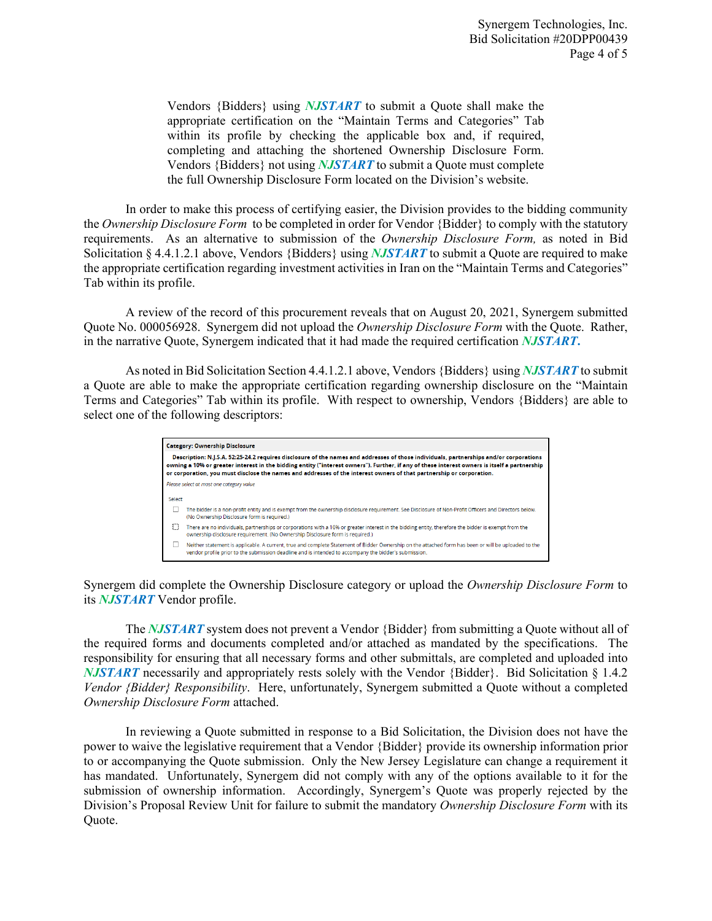> Vendors {Bidders} using ***NJSTART*** to submit a Quote shall make the appropriate certification on the "Maintain Terms and Categories" Tab within its profile by checking the applicable box and, if required, completing and attaching the shortened Ownership Disclosure Form. Vendors {Bidders} not using ***NJSTART*** to submit a Quote must complete the full Ownership Disclosure Form located on the Division's website.

In order to make this process of certifying easier, the Division provides to the bidding community the *Ownership Disclosure Form* to be completed in order for Vendor {Bidder} to comply with the statutory requirements. As an alternative to submission of the *Ownership Disclosure Form,* as noted in Bid Solicitation § 4.4.1.2.1 above, Vendors {Bidders} using ***NJSTART*** to submit a Quote are required to make the appropriate certification regarding investment activities in Iran on the "Maintain Terms and Categories" Tab within its profile.

A review of the record of this procurement reveals that on August 20, 2021, Synergem submitted Quote No. 000056928. Synergem did not upload the *Ownership Disclosure Form* with the Quote. Rather, in the narrative Quote, Synergem indicated that it had made the required certification ***NJSTART.***

As noted in Bid Solicitation Section 4.4.1.2.1 above, Vendors {Bidders} using ***NJSTART*** to submit a Quote are able to make the appropriate certification regarding ownership disclosure on the "Maintain Terms and Categories" Tab within its profile. With respect to ownership, Vendors {Bidders} are able to select one of the following descriptors:

**Category: Ownership Disclosure**

**Description: N.J.S.A. 52:25-24.2 requires disclosure of the names and addresses of those individuals, partnerships and/or corporations owning a 10% or greater interest in the bidding entity ("interest owners"). Further, if any of these interest owners is itself a partnership or corporation, you must disclose the names and addresses of the interest owners of that partnership or corporation.**

*Please select at most one category value*

Select

- ☐ The bidder is a non-profit entity and is exempt from the ownership disclosure requirement. See Disclosure of Non-Profit Officers and Directors below. (No Ownership Disclosure form is required.)
- ☐ There are no individuals, partnerships or corporations with a 10% or greater interest in the bidding entity, therefore the bidder is exempt from the ownership disclosure requirement. (No Ownership Disclosure form is required.)
- ☐ Neither statement is applicable. A current, true and complete Statement of Bidder Ownership on the attached form has been or will be uploaded to the vendor profile prior to the submission deadline and is intended to accompany the bidder's submission.

Synergem did complete the Ownership Disclosure category or upload the *Ownership Disclosure Form* to its ***NJSTART*** Vendor profile.

The ***NJSTART*** system does not prevent a Vendor {Bidder} from submitting a Quote without all of the required forms and documents completed and/or attached as mandated by the specifications. The responsibility for ensuring that all necessary forms and other submittals, are completed and uploaded into ***NJSTART*** necessarily and appropriately rests solely with the Vendor {Bidder}. Bid Solicitation § 1.4.2 *Vendor {Bidder} Responsibility*. Here, unfortunately, Synergem submitted a Quote without a completed *Ownership Disclosure Form* attached.

In reviewing a Quote submitted in response to a Bid Solicitation, the Division does not have the power to waive the legislative requirement that a Vendor {Bidder} provide its ownership information prior to or accompanying the Quote submission. Only the New Jersey Legislature can change a requirement it has mandated. Unfortunately, Synergem did not comply with any of the options available to it for the submission of ownership information. Accordingly, Synergem's Quote was properly rejected by the Division's Proposal Review Unit for failure to submit the mandatory *Ownership Disclosure Form* with its Quote.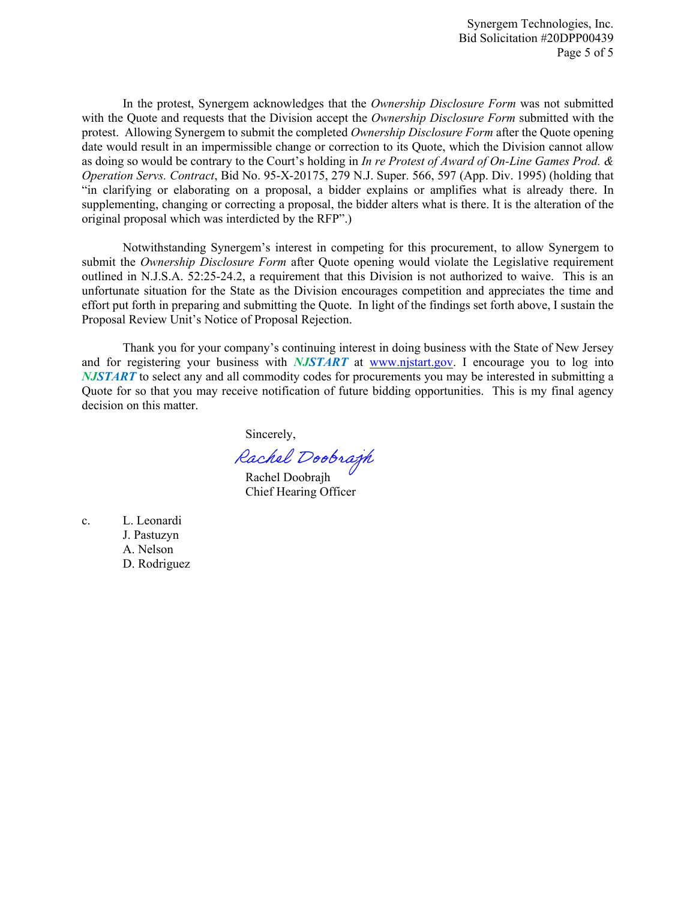In the protest, Synergem acknowledges that the *Ownership Disclosure Form* was not submitted with the Quote and requests that the Division accept the *Ownership Disclosure Form* submitted with the protest. Allowing Synergem to submit the completed *Ownership Disclosure Form* after the Quote opening date would result in an impermissible change or correction to its Quote, which the Division cannot allow as doing so would be contrary to the Court's holding in *In re Protest of Award of On-Line Games Prod. & Operation Servs. Contract*, Bid No. 95-X-20175, 279 N.J. Super. 566, 597 (App. Div. 1995) (holding that "in clarifying or elaborating on a proposal, a bidder explains or amplifies what is already there. In supplementing, changing or correcting a proposal, the bidder alters what is there. It is the alteration of the original proposal which was interdicted by the RFP".)

Notwithstanding Synergem's interest in competing for this procurement, to allow Synergem to submit the *Ownership Disclosure Form* after Quote opening would violate the Legislative requirement outlined in N.J.S.A. 52:25-24.2, a requirement that this Division is not authorized to waive. This is an unfortunate situation for the State as the Division encourages competition and appreciates the time and effort put forth in preparing and submitting the Quote. In light of the findings set forth above, I sustain the Proposal Review Unit's Notice of Proposal Rejection.

Thank you for your company's continuing interest in doing business with the State of New Jersey and for registering your business with ***NJSTART*** at www.njstart.gov. I encourage you to log into ***NJSTART*** to select any and all commodity codes for procurements you may be interested in submitting a Quote for so that you may receive notification of future bidding opportunities. This is my final agency decision on this matter.

Sincerely,

*Rachel Doobrajh*

Rachel Doobrajh
Chief Hearing Officer

c. L. Leonardi
J. Pastuzyn
A. Nelson
D. Rodriguez